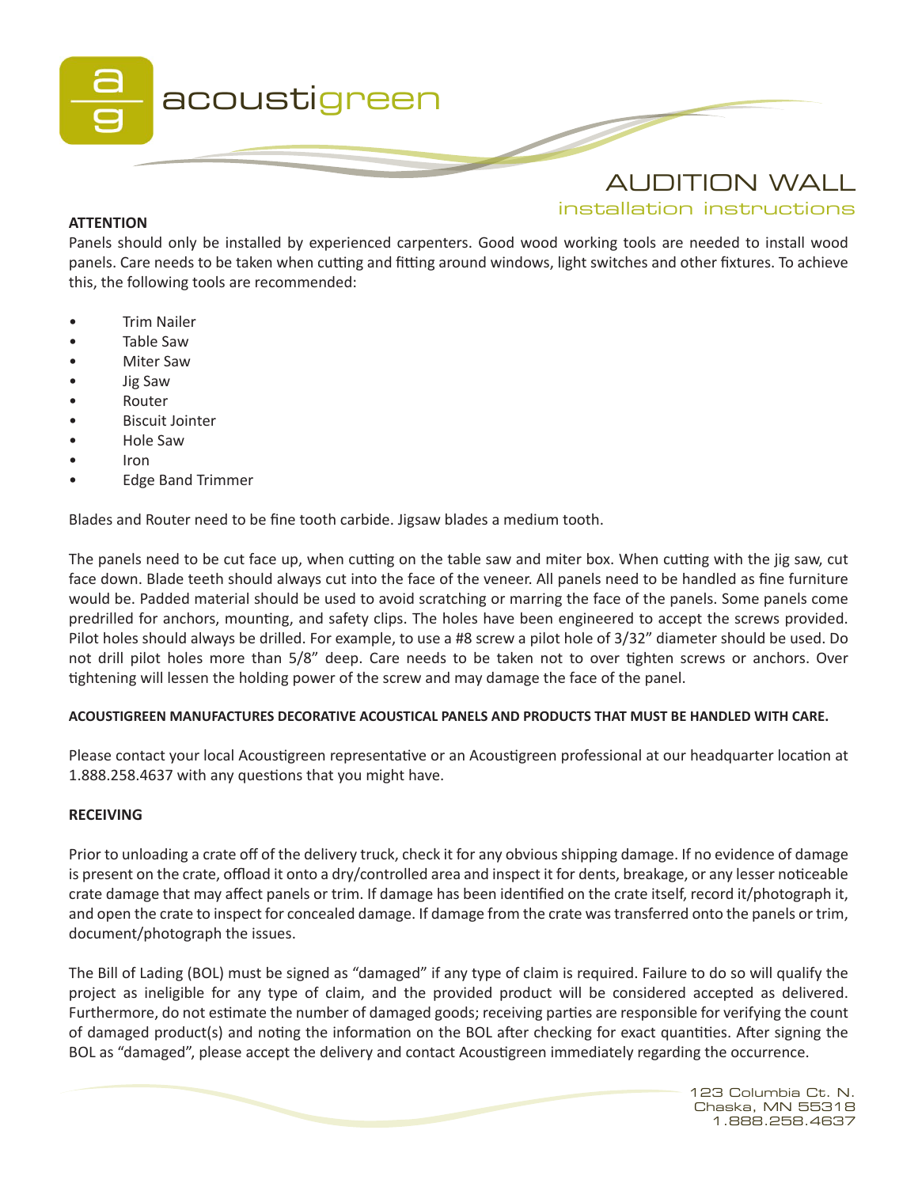acoustigreen

# AUDITION WALL

## installation instructions

**ATTENTION**

Panels should only be installed by experienced carpenters. Good wood working tools are needed to install wood panels. Care needs to be taken when cutting and fitting around windows, light switches and other fixtures. To achieve this, the following tools are recommended:

- Trim Nailer
- Table Saw
- Miter Saw
- Jig Saw
- Router
- Biscuit Jointer
- Hole Saw
- Iron
- Edge Band Trimmer

Blades and Router need to be fine tooth carbide. Jigsaw blades a medium tooth.

The panels need to be cut face up, when cutting on the table saw and miter box. When cutting with the jig saw, cut face down. Blade teeth should always cut into the face of the veneer. All panels need to be handled as fine furniture would be. Padded material should be used to avoid scratching or marring the face of the panels. Some panels come predrilled for anchors, mounting, and safety clips. The holes have been engineered to accept the screws provided. Pilot holes should always be drilled. For example, to use a #8 screw a pilot hole of 3/32" diameter should be used. Do not drill pilot holes more than 5/8" deep. Care needs to be taken not to over tighten screws or anchors. Over tightening will lessen the holding power of the screw and may damage the face of the panel.

**ACOUSTIGREEN MANUFACTURES DECORATIVE ACOUSTICAL PANELS AND PRODUCTS THAT MUST BE HANDLED WITH CARE.**

Please contact your local Acoustigreen representative or an Acoustigreen professional at our headquarter location at 1.888.258.4637 with any questions that you might have.

**RECEIVING**

Prior to unloading a crate off of the delivery truck, check it for any obvious shipping damage. If no evidence of damage is present on the crate, offload it onto a dry/controlled area and inspect it for dents, breakage, or any lesser noticeable crate damage that may affect panels or trim. If damage has been identified on the crate itself, record it/photograph it, and open the crate to inspect for concealed damage. If damage from the crate was transferred onto the panels or trim, document/photograph the issues.

The Bill of Lading (BOL) must be signed as "damaged" if any type of claim is required. Failure to do so will qualify the project as ineligible for any type of claim, and the provided product will be considered accepted as delivered. Furthermore, do not estimate the number of damaged goods; receiving parties are responsible for verifying the count of damaged product(s) and noting the information on the BOL after checking for exact quantities. After signing the BOL as "damaged", please accept the delivery and contact Acoustigreen immediately regarding the occurrence.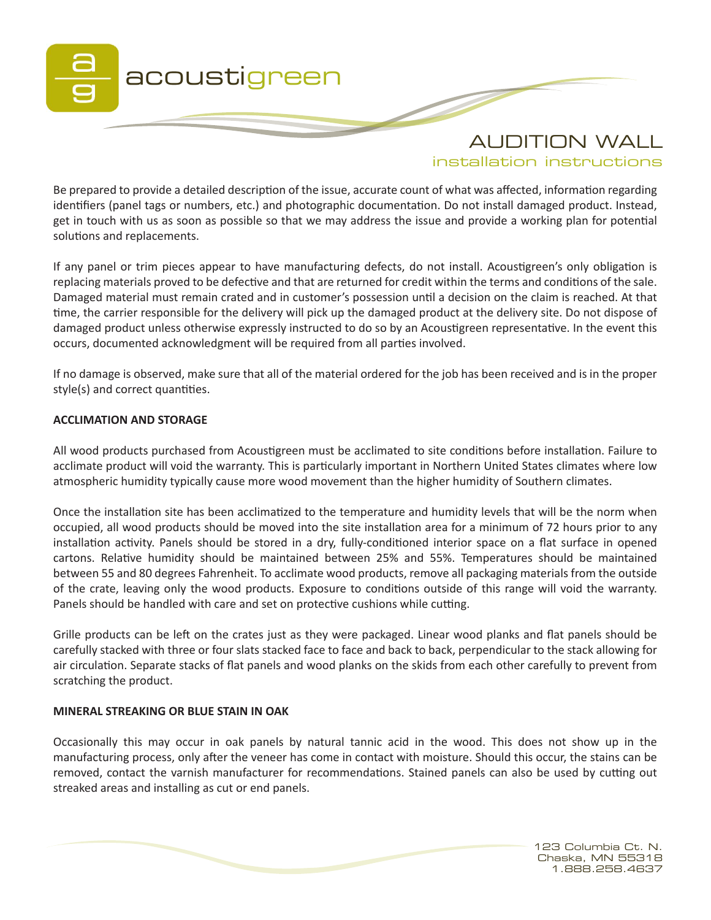Be prepared to provide a detailed description of the issue, accurate count of what was affected, information regarding identifiers (panel tags or numbers, etc.) and photographic documentation. Do not install damaged product. Instead, get in touch with us as soon as possible so that we may address the issue and provide a working plan for potential solutions and replacements.

If any panel or trim pieces appear to have manufacturing defects, do not install. Acoustigreen's only obligation is replacing materials proved to be defective and that are returned for credit within the terms and conditions of the sale. Damaged material must remain crated and in customer's possession until a decision on the claim is reached. At that time, the carrier responsible for the delivery will pick up the damaged product at the delivery site. Do not dispose of damaged product unless otherwise expressly instructed to do so by an Acoustigreen representative. In the event this occurs, documented acknowledgment will be required from all parties involved.

If no damage is observed, make sure that all of the material ordered for the job has been received and is in the proper style(s) and correct quantities.

**ACCLIMATION AND STORAGE**

All wood products purchased from Acoustigreen must be acclimated to site conditions before installation. Failure to acclimate product will void the warranty. This is particularly important in Northern United States climates where low atmospheric humidity typically cause more wood movement than the higher humidity of Southern climates.

Once the installation site has been acclimatized to the temperature and humidity levels that will be the norm when occupied, all wood products should be moved into the site installation area for a minimum of 72 hours prior to any installation activity. Panels should be stored in a dry, fully-conditioned interior space on a flat surface in opened cartons. Relative humidity should be maintained between 25% and 55%. Temperatures should be maintained between 55 and 80 degrees Fahrenheit. To acclimate wood products, remove all packaging materials from the outside of the crate, leaving only the wood products. Exposure to conditions outside of this range will void the warranty. Panels should be handled with care and set on protective cushions while cutting.

Grille products can be left on the crates just as they were packaged. Linear wood planks and flat panels should be carefully stacked with three or four slats stacked face to face and back to back, perpendicular to the stack allowing for air circulation. Separate stacks of flat panels and wood planks on the skids from each other carefully to prevent from scratching the product.

**MINERAL STREAKING OR BLUE STAIN IN OAK**

Occasionally this may occur in oak panels by natural tannic acid in the wood. This does not show up in the manufacturing process, only after the veneer has come in contact with moisture. Should this occur, the stains can be removed, contact the varnish manufacturer for recommendations. Stained panels can also be used by cutting out streaked areas and installing as cut or end panels.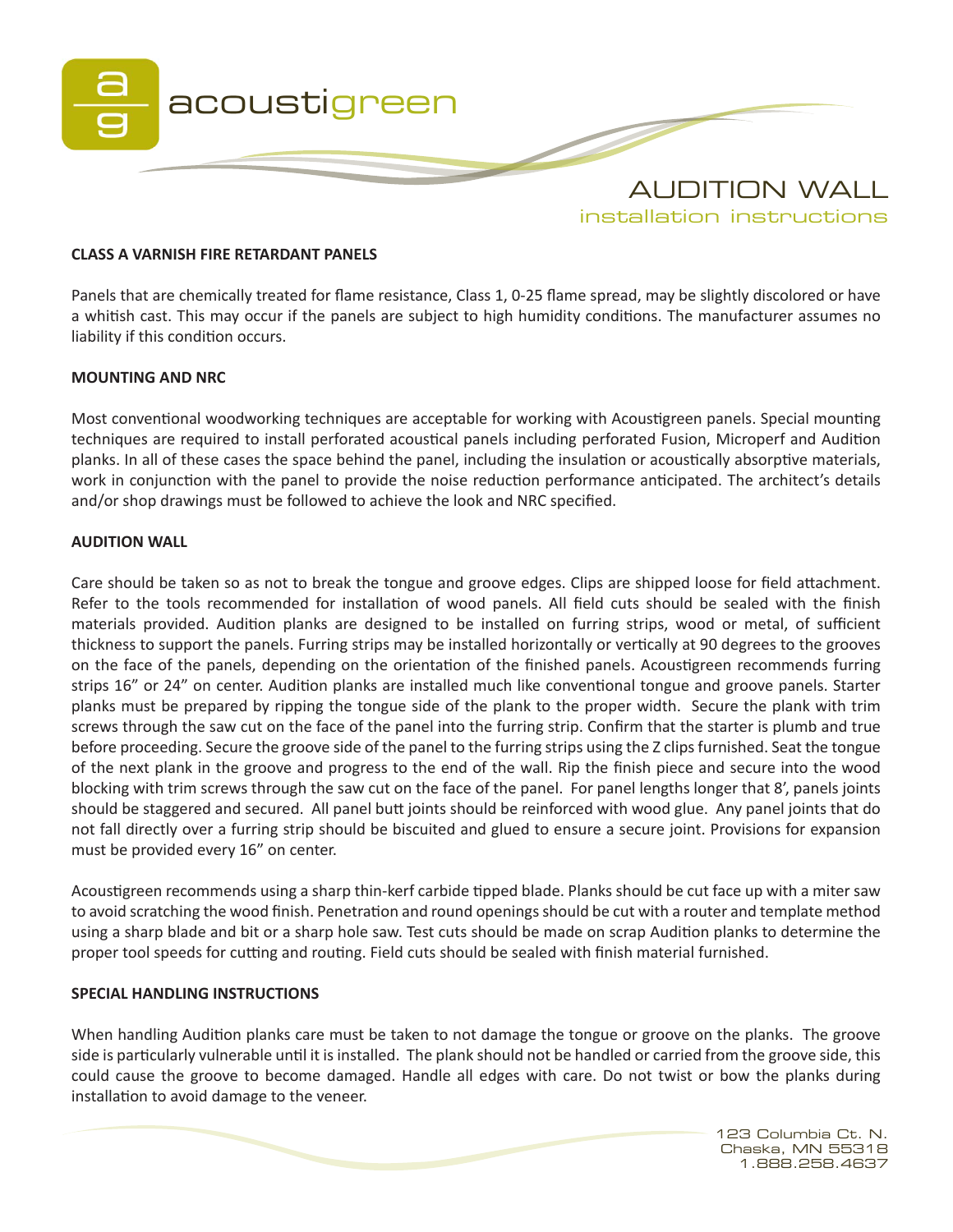# AUDITION WALL

## installation instructions

**CLASS A VARNISH FIRE RETARDANT PANELS**

Panels that are chemically treated for flame resistance, Class 1, 0-25 flame spread, may be slightly discolored or have a whitish cast. This may occur if the panels are subject to high humidity conditions. The manufacturer assumes no liability if this condition occurs.

**MOUNTING AND NRC**

Most conventional woodworking techniques are acceptable for working with Acoustigreen panels. Special mounting techniques are required to install perforated acoustical panels including perforated Fusion, Microperf and Audition planks. In all of these cases the space behind the panel, including the insulation or acoustically absorptive materials, work in conjunction with the panel to provide the noise reduction performance anticipated. The architect's details and/or shop drawings must be followed to achieve the look and NRC specified.

**AUDITION WALL**

Care should be taken so as not to break the tongue and groove edges. Clips are shipped loose for field attachment. Refer to the tools recommended for installation of wood panels. All field cuts should be sealed with the finish materials provided. Audition planks are designed to be installed on furring strips, wood or metal, of sufficient thickness to support the panels. Furring strips may be installed horizontally or vertically at 90 degrees to the grooves on the face of the panels, depending on the orientation of the finished panels. Acoustigreen recommends furring strips 16" or 24" on center. Audition planks are installed much like conventional tongue and groove panels. Starter planks must be prepared by ripping the tongue side of the plank to the proper width. Secure the plank with trim screws through the saw cut on the face of the panel into the furring strip. Confirm that the starter is plumb and true before proceeding. Secure the groove side of the panel to the furring strips using the Z clips furnished. Seat the tongue of the next plank in the groove and progress to the end of the wall. Rip the finish piece and secure into the wood blocking with trim screws through the saw cut on the face of the panel. For panel lengths longer that 8', panels joints should be staggered and secured. All panel butt joints should be reinforced with wood glue. Any panel joints that do not fall directly over a furring strip should be biscuited and glued to ensure a secure joint. Provisions for expansion must be provided every 16" on center.

Acoustigreen recommends using a sharp thin-kerf carbide tipped blade. Planks should be cut face up with a miter saw to avoid scratching the wood finish. Penetration and round openings should be cut with a router and template method using a sharp blade and bit or a sharp hole saw. Test cuts should be made on scrap Audition planks to determine the proper tool speeds for cutting and routing. Field cuts should be sealed with finish material furnished.

**SPECIAL HANDLING INSTRUCTIONS**

When handling Audition planks care must be taken to not damage the tongue or groove on the planks. The groove side is particularly vulnerable until it is installed. The plank should not be handled or carried from the groove side, this could cause the groove to become damaged. Handle all edges with care. Do not twist or bow the planks during installation to avoid damage to the veneer.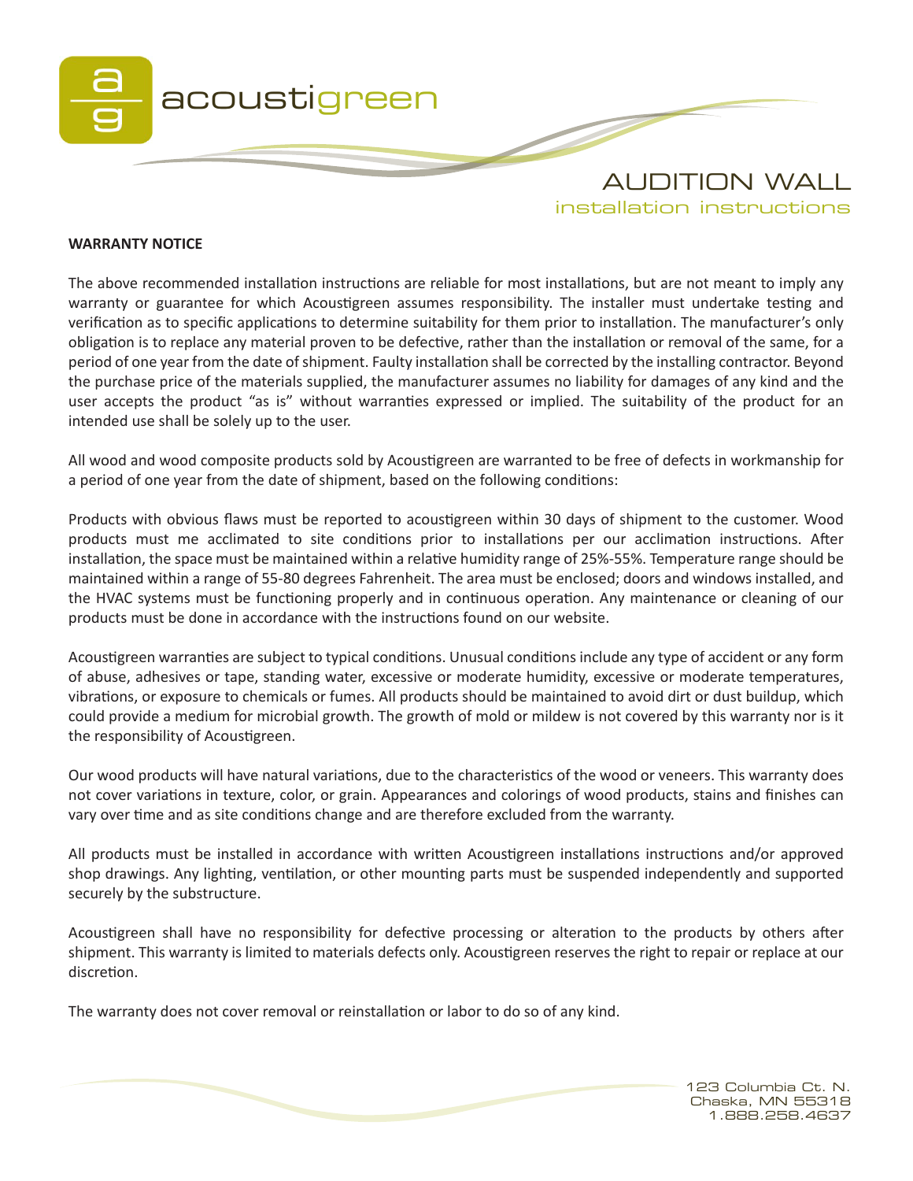# AUDITION WALL

## installation instructions

**WARRANTY NOTICE**

The above recommended installation instructions are reliable for most installations, but are not meant to imply any warranty or guarantee for which Acoustigreen assumes responsibility. The installer must undertake testing and verification as to specific applications to determine suitability for them prior to installation. The manufacturer's only obligation is to replace any material proven to be defective, rather than the installation or removal of the same, for a period of one year from the date of shipment. Faulty installation shall be corrected by the installing contractor. Beyond the purchase price of the materials supplied, the manufacturer assumes no liability for damages of any kind and the user accepts the product "as is" without warranties expressed or implied. The suitability of the product for an intended use shall be solely up to the user.

All wood and wood composite products sold by Acoustigreen are warranted to be free of defects in workmanship for a period of one year from the date of shipment, based on the following conditions:

Products with obvious flaws must be reported to acoustigreen within 30 days of shipment to the customer. Wood products must me acclimated to site conditions prior to installations per our acclimation instructions. After installation, the space must be maintained within a relative humidity range of 25%-55%. Temperature range should be maintained within a range of 55-80 degrees Fahrenheit. The area must be enclosed; doors and windows installed, and the HVAC systems must be functioning properly and in continuous operation. Any maintenance or cleaning of our products must be done in accordance with the instructions found on our website.

Acoustigreen warranties are subject to typical conditions. Unusual conditions include any type of accident or any form of abuse, adhesives or tape, standing water, excessive or moderate humidity, excessive or moderate temperatures, vibrations, or exposure to chemicals or fumes. All products should be maintained to avoid dirt or dust buildup, which could provide a medium for microbial growth. The growth of mold or mildew is not covered by this warranty nor is it the responsibility of Acoustigreen.

Our wood products will have natural variations, due to the characteristics of the wood or veneers. This warranty does not cover variations in texture, color, or grain. Appearances and colorings of wood products, stains and finishes can vary over time and as site conditions change and are therefore excluded from the warranty.

All products must be installed in accordance with written Acoustigreen installations instructions and/or approved shop drawings. Any lighting, ventilation, or other mounting parts must be suspended independently and supported securely by the substructure.

Acoustigreen shall have no responsibility for defective processing or alteration to the products by others after shipment. This warranty is limited to materials defects only. Acoustigreen reserves the right to repair or replace at our discretion.

The warranty does not cover removal or reinstallation or labor to do so of any kind.

123 Columbia Ct. N.
Chaska, MN 55318
1.888.258.4637